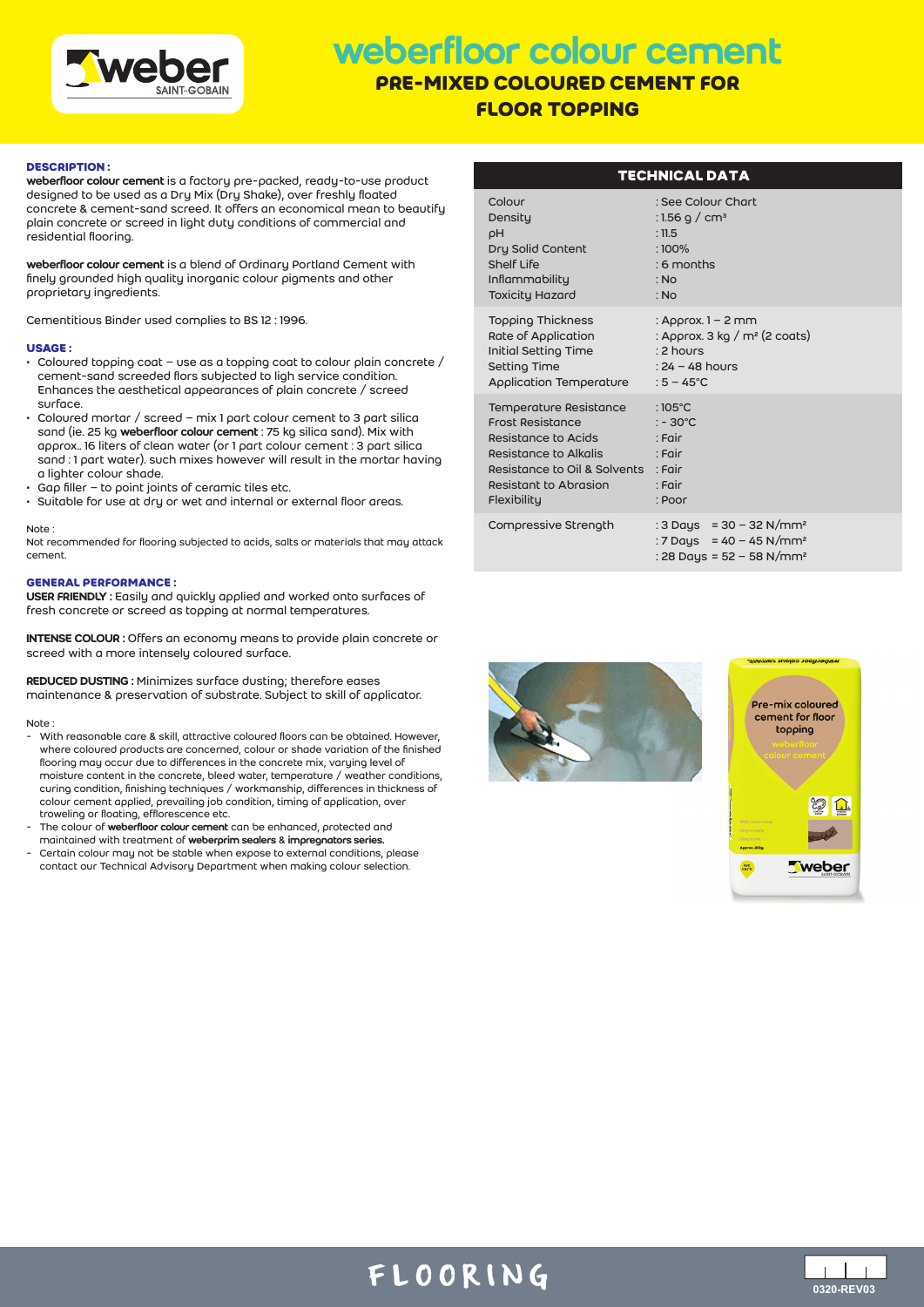# weberfloor colour cement

## PRE-MIXED COLOURED CEMENT FOR FLOOR TOPPING

### DESCRIPTION :

**weberfloor colour cement** is a factory pre-packed, ready-to-use product designed to be used as a Dry Mix (Dry Shake), over freshly floated concrete & cement-sand screed. It offers an economical mean to beautify plain concrete or screed in light duty conditions of commercial and residential flooring.

**weberfloor colour cement** is a blend of Ordinary Portland Cement with finely grounded high quality inorganic colour pigments and other proprietary ingredients.

Cementitious Binder used complies to BS 12 : 1996.

### USAGE :

- Coloured topping coat – use as a topping coat to colour plain concrete / cement-sand screeded flors subjected to ligh service condition. Enhances the aesthetical appearances of plain concrete / screed surface.
- Coloured mortar / screed – mix 1 part colour cement to 3 part silica sand (ie. 25 kg **weberfloor colour cement** : 75 kg silica sand). Mix with approx.. 16 liters of clean water (or 1 part colour cement : 3 part silica sand : 1 part water). such mixes however will result in the mortar having a lighter colour shade.
- Gap filler – to point joints of ceramic tiles etc.
- Suitable for use at dry or wet and internal or external floor areas.

Note :
Not recommended for flooring subjected to acids, salts or materials that may attack cement.

### GENERAL PERFORMANCE :

**USER FRIENDLY :** Easily and quickly applied and worked onto surfaces of fresh concrete or screed as topping at normal temperatures.

**INTENSE COLOUR :** Offers an economy means to provide plain concrete or screed with a more intensely coloured surface.

**REDUCED DUSTING :** Minimizes surface dusting; therefore eases maintenance & preservation of substrate. Subject to skill of applicator.

Note :

- With reasonable care & skill, attractive coloured floors can be obtained. However, where coloured products are concerned, colour or shade variation of the finished flooring may occur due to differences in the concrete mix, varying level of moisture content in the concrete, bleed water, temperature / weather conditions, curing condition, finishing techniques / workmanship, differences in thickness of colour cement applied, prevailing job condition, timing of application, over troweling or floating, efflorescence etc.
- The colour of **weberfloor colour cement** can be enhanced, protected and maintained with treatment of **weberprim sealers** & **impregnators series.**
- Certain colour may not be stable when expose to external conditions, please contact our Technical Advisory Department when making colour selection.

### TECHNICAL DATA

| Property | Value |
|---|---|
| Colour | : See Colour Chart |
| Density | : 1.56 g / cm³ |
| pH | : 11.5 |
| Dry Solid Content | : 100% |
| Shelf Life | : 6 months |
| Inflammability | : No |
| Toxicity Hazard | : No |
| Topping Thickness | : Approx. 1 – 2 mm |
| Rate of Application | : Approx. 3 kg / m² (2 coats) |
| Initial Setting Time | : 2 hours |
| Setting Time | : 24 – 48 hours |
| Application Temperature | : 5 – 45°C |
| Temperature Resistance | : 105°C |
| Frost Resistance | : - 30°C |
| Resistance to Acids | : Fair |
| Resistance to Alkalis | : Fair |
| Resistance to Oil & Solvents | : Fair |
| Resistant to Abrasion | : Fair |
| Flexibility | : Poor |
| Compressive Strength | : 3 Days = 30 – 32 N/mm² |
| | : 7 Days = 40 – 45 N/mm² |
| | : 28 Days = 52 – 58 N/mm² |

FLOORING

0320-REV03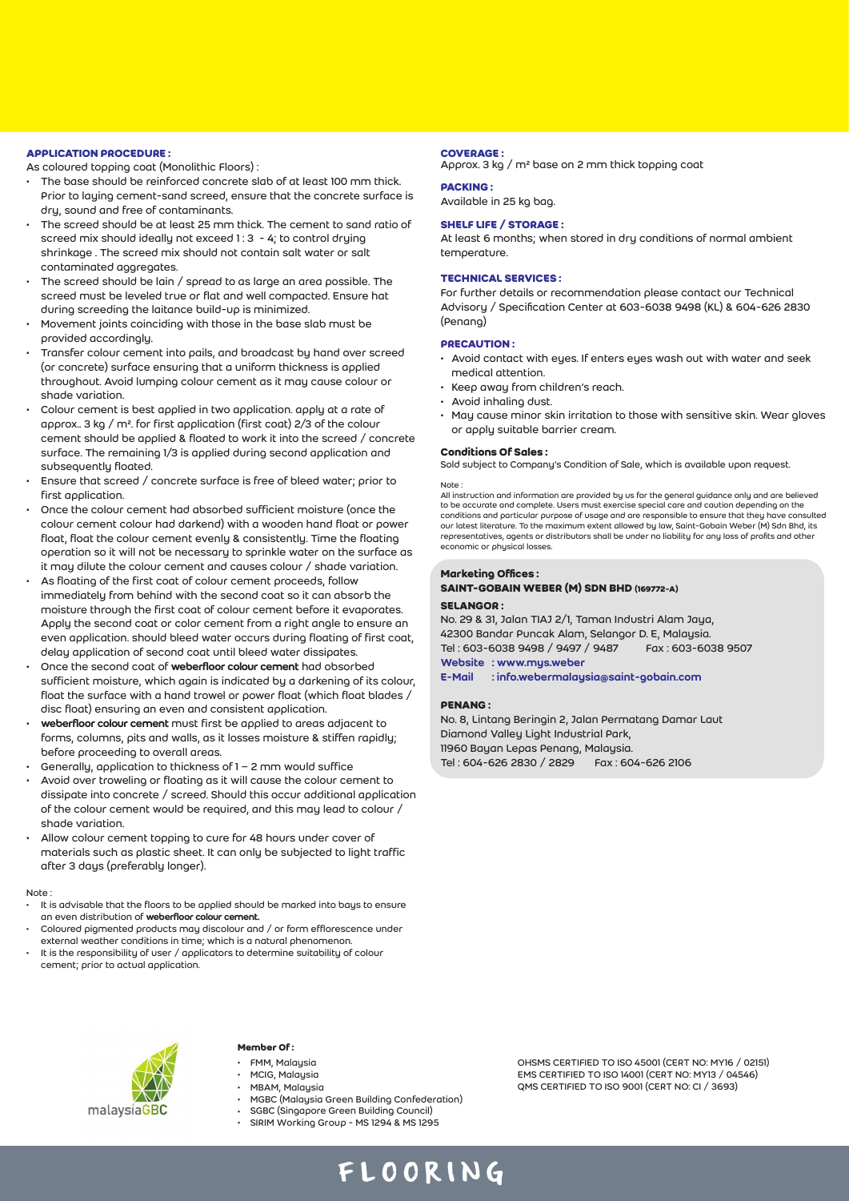## APPLICATION PROCEDURE :

As coloured topping coat (Monolithic Floors) :

- The base should be reinforced concrete slab of at least 100 mm thick. Prior to laying cement-sand screed, ensure that the concrete surface is dry, sound and free of contaminants.
- The screed should be at least 25 mm thick. The cement to sand ratio of screed mix should ideally not exceed 1 : 3 - 4; to control drying shrinkage . The screed mix should not contain salt water or salt contaminated aggregates.
- The screed should be lain / spread to as large an area possible. The screed must be leveled true or flat and well compacted. Ensure hat during screeding the laitance build-up is minimized.
- Movement joints coinciding with those in the base slab must be provided accordingly.
- Transfer colour cement into pails, and broadcast by hand over screed (or concrete) surface ensuring that a uniform thickness is applied throughout. Avoid lumping colour cement as it may cause colour or shade variation.
- Colour cement is best applied in two application. apply at a rate of approx.. 3 kg / m². for first application (first coat) 2/3 of the colour cement should be applied & floated to work it into the screed / concrete surface. The remaining 1/3 is applied during second application and subsequently floated.
- Ensure that screed / concrete surface is free of bleed water; prior to first application.
- Once the colour cement had absorbed sufficient moisture (once the colour cement colour had darkend) with a wooden hand float or power float, float the colour cement evenly & consistently. Time the floating operation so it will not be necessary to sprinkle water on the surface as it may dilute the colour cement and causes colour / shade variation.
- As floating of the first coat of colour cement proceeds, follow immediately from behind with the second coat so it can absorb the moisture through the first coat of colour cement before it evaporates. Apply the second coat or color cement from a right angle to ensure an even application. should bleed water occurs during floating of first coat, delay application of second coat until bleed water dissipates.
- Once the second coat of **weberfloor colour cement** had obsorbed sufficient moisture, which again is indicated by a darkening of its colour, float the surface with a hand trowel or power float (which float blades / disc float) ensuring an even and consistent application.
- **weberfloor colour cement** must first be applied to areas adjacent to forms, columns, pits and walls, as it losses moisture & stiffen rapidly; before proceeding to overall areas.
- Generally, application to thickness of 1 – 2 mm would suffice
- Avoid over troweling or floating as it will cause the colour cement to dissipate into concrete / screed. Should this occur additional application of the colour cement would be required, and this may lead to colour / shade variation.
- Allow colour cement topping to cure for 48 hours under cover of materials such as plastic sheet. It can only be subjected to light traffic after 3 days (preferably longer).

Note :

- It is advisable that the floors to be applied should be marked into bays to ensure an even distribution of **weberfloor colour cement.**
- Coloured pigmented products may discolour and / or form efflorescence under external weather conditions in time; which is a natural phenomenon.
- It is the responsibility of user / applicators to determine suitability of colour cement; prior to actual application.

## COVERAGE :

Approx. 3 kg / m² base on 2 mm thick topping coat

## PACKING :

Available in 25 kg bag.

## SHELF LIFE / STORAGE :

At least 6 months; when stored in dry conditions of normal ambient temperature.

## TECHNICAL SERVICES :

For further details or recommendation please contact our Technical Advisory / Specification Center at 603-6038 9498 (KL) & 604-626 2830 (Penang)

## PRECAUTION :

- Avoid contact with eyes. If enters eyes wash out with water and seek medical attention.
- Keep away from children's reach.
- Avoid inhaling dust.
- May cause minor skin irritation to those with sensitive skin. Wear gloves or apply suitable barrier cream.

### Conditions Of Sales :

Sold subject to Company's Condition of Sale, which is available upon request.

Note :
All instruction and information are provided by us for the general guidance only and are believed to be accurate and complete. Users must exercise special care and caution depending on the conditions and particular purpose of usage and are responsible to ensure that they have consulted our latest literature. To the maximum extent allowed by law, Saint-Gobain Weber (M) Sdn Bhd, its representatives, agents or distributors shall be under no liability for any loss of profits and other economic or physical losses.

**Marketing Offices :**
**SAINT-GOBAIN WEBER (M) SDN BHD (169772-A)**

**SELANGOR :**
No. 29 & 31, Jalan TIAJ 2/1, Taman Industri Alam Jaya,
42300 Bandar Puncak Alam, Selangor D. E, Malaysia.
Tel : 603-6038 9498 / 9497 / 9487 Fax : 603-6038 9507
**Website : www.mys.weber**
**E-Mail : info.webermalaysia@saint-gobain.com**

**PENANG :**
No. 8, Lintang Beringin 2, Jalan Permatang Damar Laut
Diamond Valley Light Industrial Park,
11960 Bayan Lepas Penang, Malaysia.
Tel : 604-626 2830 / 2829 Fax : 604-626 2106

malaysiaGBC

**Member Of :**

- FMM, Malaysia
- MCIG, Malaysia
- MBAM, Malaysia
- MGBC (Malaysia Green Building Confederation)
- SGBC (Singapore Green Building Council)
- SIRIM Working Group - MS 1294 & MS 1295

OHSMS CERTIFIED TO ISO 45001 (CERT NO: MY16 / 02151)
EMS CERTIFIED TO ISO 14001 (CERT NO: MY13 / 04546)
QMS CERTIFIED TO ISO 9001 (CERT NO: CI / 3693)

FLOORING